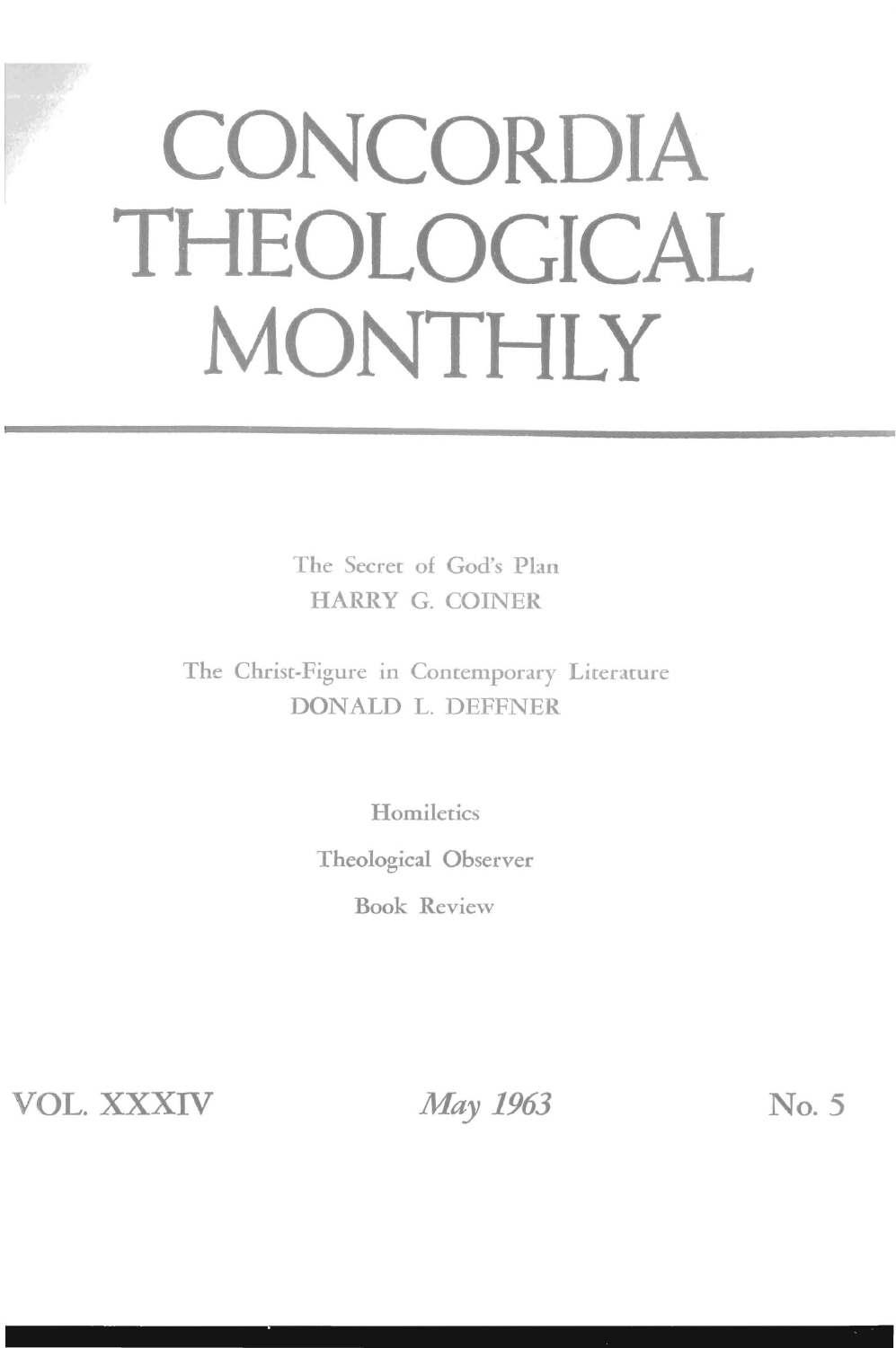# CONCORDIA THEOLOGICAL MONTHLY

The Secret of God's Plan
HARRY G. COINER

The Christ-Figure in Contemporary Literature
DONALD L. DEFFNER

Homiletics

Theological Observer

Book Review

VOL. XXXIV — *May 1963* — No. 5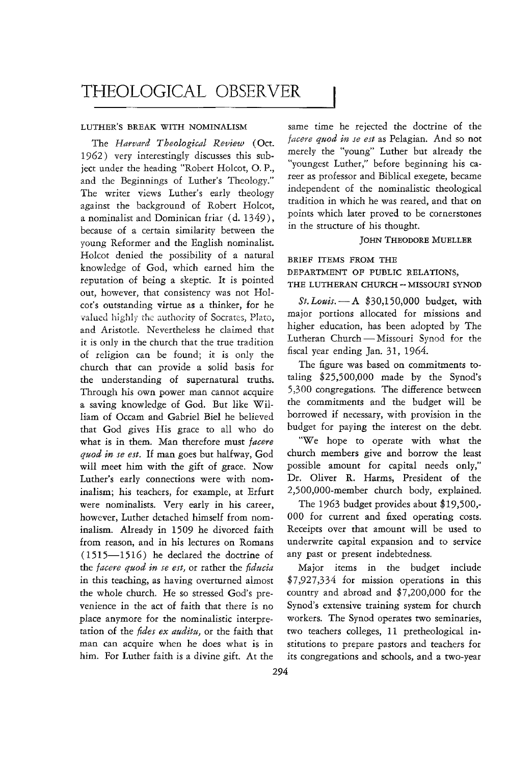# THEOLOGICAL OBSERVER

## LUTHER'S BREAK WITH NOMINALISM

The *Harvard Theological Review* (Oct. 1962) very interestingly discusses this subject under the heading "Robert Holcot, O. P., and the Beginnings of Luther's Theology." The writer views Luther's early theology against the background of Robert Holcot, a nominalist and Dominican friar (d. 1349), because of a certain similarity between the young Reformer and the English nominalist. Holcot denied the possibility of a natural knowledge of God, which earned him the reputation of being a skeptic. It is pointed out, however, that consistency was not Holcot's outstanding virtue as a thinker, for he valued highly the authority of Socrates, Plato, and Aristotle. Nevertheless he claimed that it is only in the church that the true tradition of religion can be found; it is only the church that can provide a solid basis for the understanding of supernatural truths. Through his own power man cannot acquire a saving knowledge of God. But like William of Occam and Gabriel Biel he believed that God gives His grace to all who do what is in them. Man therefore must *facere quod in se est.* If man goes but halfway, God will meet him with the gift of grace. Now Luther's early connections were with nominalism; his teachers, for example, at Erfurt were nominalists. Very early in his career, however, Luther detached himself from nominalism. Already in 1509 he divorced faith from reason, and in his lectures on Romans (1515—1516) he declared the doctrine of the *facere quod in se est,* or rather the *fiducia* in this teaching, as having overturned almost the whole church. He so stressed God's prevenience in the act of faith that there is no place anymore for the nominalistic interpretation of the *fides ex auditu,* or the faith that man can acquire when he does what is in him. For Luther faith is a divine gift. At the same time he rejected the doctrine of the *facere quod in se est* as Pelagian. And so not merely the "young" Luther but already the "youngest Luther," before beginning his career as professor and Biblical exegete, became independent of the nominalistic theological tradition in which he was reared, and that on points which later proved to be cornerstones in the structure of his thought.

JOHN THEODORE MUELLER

## BRIEF ITEMS FROM THE DEPARTMENT OF PUBLIC RELATIONS, THE LUTHERAN CHURCH — MISSOURI SYNOD

*St. Louis.* — A $30,150,000 budget, with major portions allocated for missions and higher education, has been adopted by The Lutheran Church — Missouri Synod for the fiscal year ending Jan. 31, 1964.

The figure was based on commitments totaling $25,500,000 made by the Synod's 5,300 congregations. The difference between the commitments and the budget will be borrowed if necessary, with provision in the budget for paying the interest on the debt.

"We hope to operate with what the church members give and borrow the least possible amount for capital needs only," Dr. Oliver R. Harms, President of the 2,500,000-member church body, explained.

The 1963 budget provides about $19,500,000 for current and fixed operating costs. Receipts over that amount will be used to underwrite capital expansion and to service any past or present indebtedness.

Major items in the budget include $7,927,334 for mission operations in this country and abroad and $7,200,000 for the Synod's extensive training system for church workers. The Synod operates two seminaries, two teachers colleges, 11 pretheological institutions to prepare pastors and teachers for its congregations and schools, and a two-year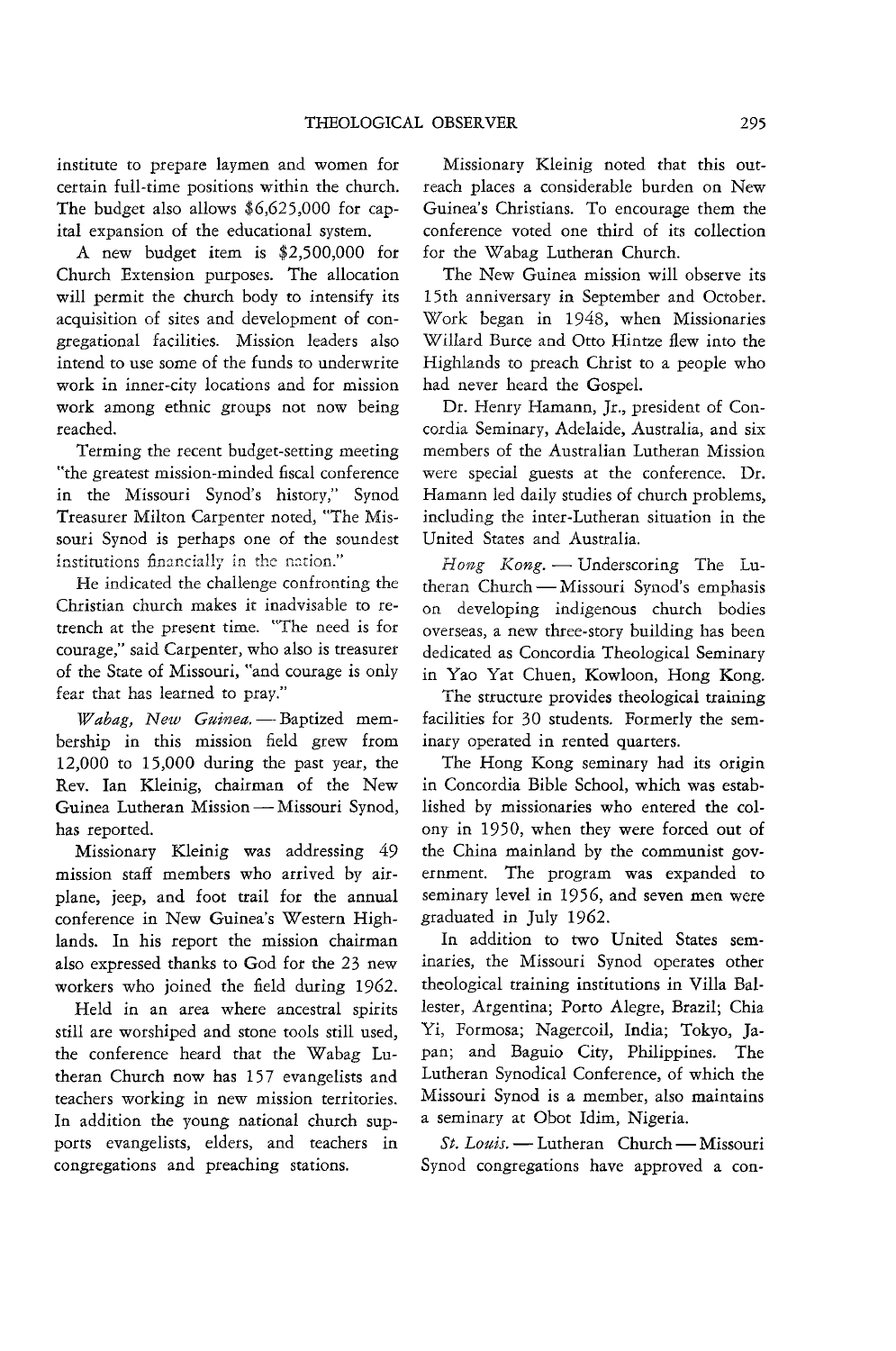institute to prepare laymen and women for certain full-time positions within the church. The budget also allows $6,625,000 for capital expansion of the educational system.

A new budget item is $2,500,000 for Church Extension purposes. The allocation will permit the church body to intensify its acquisition of sites and development of congregational facilities. Mission leaders also intend to use some of the funds to underwrite work in inner-city locations and for mission work among ethnic groups not now being reached.

Terming the recent budget-setting meeting "the greatest mission-minded fiscal conference in the Missouri Synod's history," Synod Treasurer Milton Carpenter noted, "The Missouri Synod is perhaps one of the soundest institutions financially in the nation."

He indicated the challenge confronting the Christian church makes it inadvisable to retrench at the present time. "The need is for courage," said Carpenter, who also is treasurer of the State of Missouri, "and courage is only fear that has learned to pray."

*Wabag, New Guinea.* — Baptized membership in this mission field grew from 12,000 to 15,000 during the past year, the Rev. Ian Kleinig, chairman of the New Guinea Lutheran Mission — Missouri Synod, has reported.

Missionary Kleinig was addressing 49 mission staff members who arrived by airplane, jeep, and foot trail for the annual conference in New Guinea's Western Highlands. In his report the mission chairman also expressed thanks to God for the 23 new workers who joined the field during 1962.

Held in an area where ancestral spirits still are worshiped and stone tools still used, the conference heard that the Wabag Lutheran Church now has 157 evangelists and teachers working in new mission territories. In addition the young national church supports evangelists, elders, and teachers in congregations and preaching stations.

Missionary Kleinig noted that this outreach places a considerable burden on New Guinea's Christians. To encourage them the conference voted one third of its collection for the Wabag Lutheran Church.

The New Guinea mission will observe its 15th anniversary in September and October. Work began in 1948, when Missionaries Willard Burce and Otto Hintze flew into the Highlands to preach Christ to a people who had never heard the Gospel.

Dr. Henry Hamann, Jr., president of Concordia Seminary, Adelaide, Australia, and six members of the Australian Lutheran Mission were special guests at the conference. Dr. Hamann led daily studies of church problems, including the inter-Lutheran situation in the United States and Australia.

*Hong Kong.* — Underscoring The Lutheran Church — Missouri Synod's emphasis on developing indigenous church bodies overseas, a new three-story building has been dedicated as Concordia Theological Seminary in Yao Yat Chuen, Kowloon, Hong Kong.

The structure provides theological training facilities for 30 students. Formerly the seminary operated in rented quarters.

The Hong Kong seminary had its origin in Concordia Bible School, which was established by missionaries who entered the colony in 1950, when they were forced out of the China mainland by the communist government. The program was expanded to seminary level in 1956, and seven men were graduated in July 1962.

In addition to two United States seminaries, the Missouri Synod operates other theological training institutions in Villa Ballester, Argentina; Porto Alegre, Brazil; Chia Yi, Formosa; Nagercoil, India; Tokyo, Japan; and Baguio City, Philippines. The Lutheran Synodical Conference, of which the Missouri Synod is a member, also maintains a seminary at Obot Idim, Nigeria.

*St. Louis.* — Lutheran Church — Missouri Synod congregations have approved a con-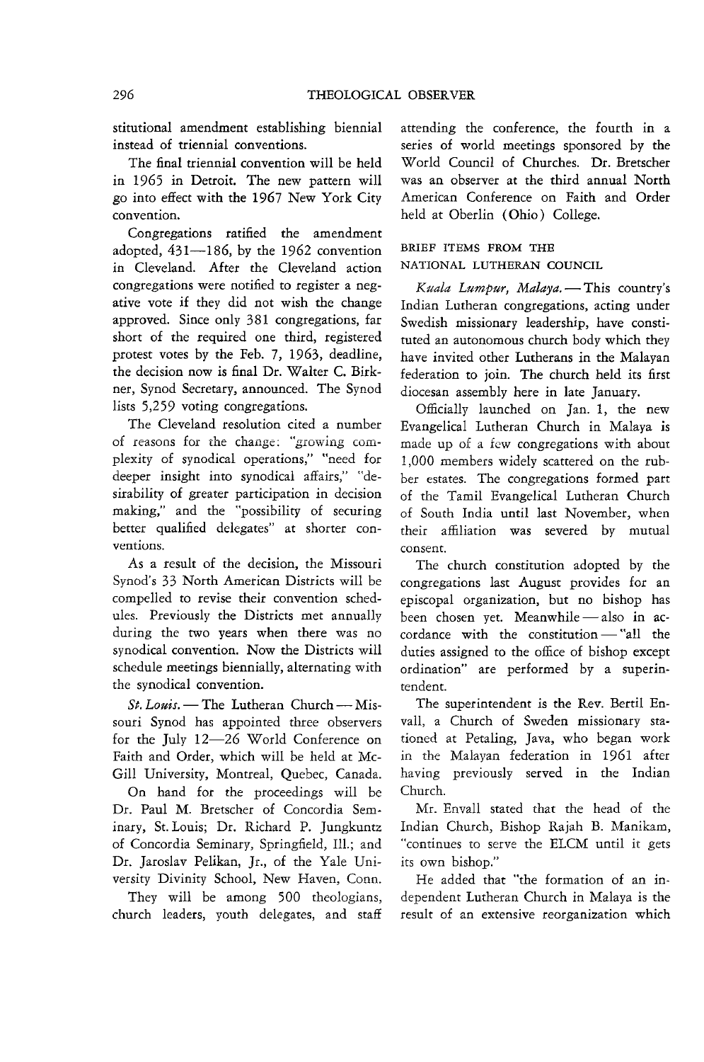stitutional amendment establishing biennial instead of triennial conventions.

The final triennial convention will be held in 1965 in Detroit. The new pattern will go into effect with the 1967 New York City convention.

Congregations ratified the amendment adopted, 431—186, by the 1962 convention in Cleveland. After the Cleveland action congregations were notified to register a negative vote if they did not wish the change approved. Since only 381 congregations, far short of the required one third, registered protest votes by the Feb. 7, 1963, deadline, the decision now is final Dr. Walter C. Birkner, Synod Secretary, announced. The Synod lists 5,259 voting congregations.

The Cleveland resolution cited a number of reasons for the change: "growing complexity of synodical operations," "need for deeper insight into synodical affairs," "desirability of greater participation in decision making," and the "possibility of securing better qualified delegates" at shorter conventions.

As a result of the decision, the Missouri Synod's 33 North American Districts will be compelled to revise their convention schedules. Previously the Districts met annually during the two years when there was no synodical convention. Now the Districts will schedule meetings biennially, alternating with the synodical convention.

*St. Louis.* — The Lutheran Church — Missouri Synod has appointed three observers for the July 12—26 World Conference on Faith and Order, which will be held at McGill University, Montreal, Quebec, Canada.

On hand for the proceedings will be Dr. Paul M. Bretscher of Concordia Seminary, St. Louis; Dr. Richard P. Jungkuntz of Concordia Seminary, Springfield, Ill.; and Dr. Jaroslav Pelikan, Jr., of the Yale University Divinity School, New Haven, Conn.

They will be among 500 theologians, church leaders, youth delegates, and staff attending the conference, the fourth in a series of world meetings sponsored by the World Council of Churches. Dr. Bretscher was an observer at the third annual North American Conference on Faith and Order held at Oberlin (Ohio) College.

## BRIEF ITEMS FROM THE NATIONAL LUTHERAN COUNCIL

*Kuala Lumpur, Malaya.* — This country's Indian Lutheran congregations, acting under Swedish missionary leadership, have constituted an autonomous church body which they have invited other Lutherans in the Malayan federation to join. The church held its first diocesan assembly here in late January.

Officially launched on Jan. 1, the new Evangelical Lutheran Church in Malaya is made up of a few congregations with about 1,000 members widely scattered on the rubber estates. The congregations formed part of the Tamil Evangelical Lutheran Church of South India until last November, when their affiliation was severed by mutual consent.

The church constitution adopted by the congregations last August provides for an episcopal organization, but no bishop has been chosen yet. Meanwhile — also in accordance with the constitution — "all the duties assigned to the office of bishop except ordination" are performed by a superintendent.

The superintendent is the Rev. Bertil Envall, a Church of Sweden missionary stationed at Petaling, Java, who began work in the Malayan federation in 1961 after having previously served in the Indian Church.

Mr. Envall stated that the head of the Indian Church, Bishop Rajah B. Manikam, "continues to serve the ELCM until it gets its own bishop."

He added that "the formation of an independent Lutheran Church in Malaya is the result of an extensive reorganization which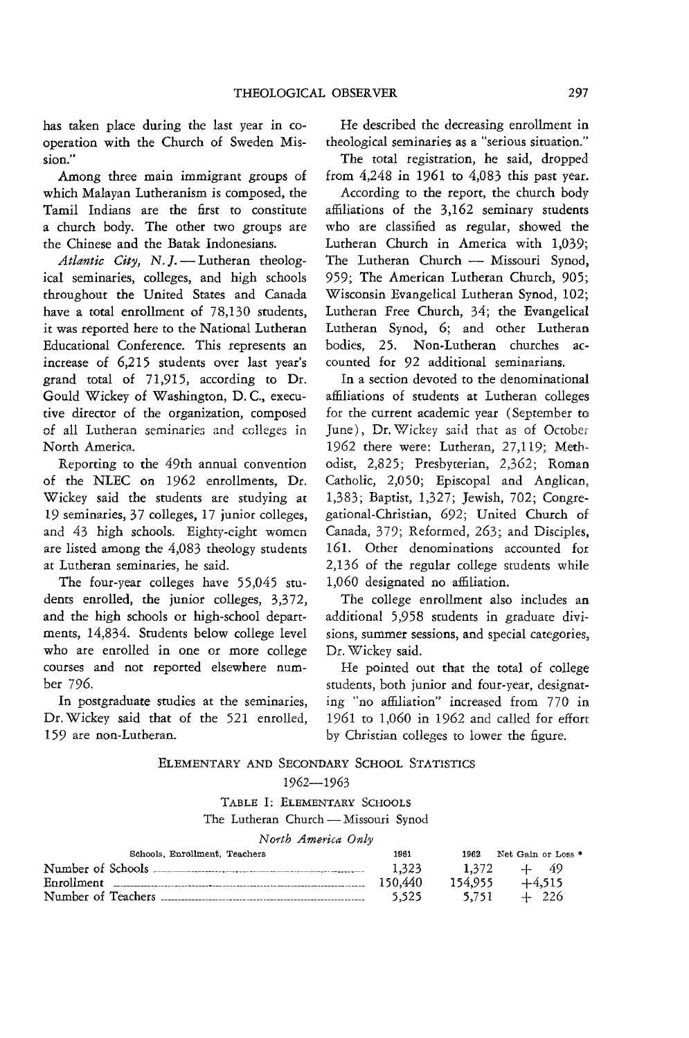has taken place during the last year in cooperation with the Church of Sweden Mission."

Among three main immigrant groups of which Malayan Lutheranism is composed, the Tamil Indians are the first to constitute a church body. The other two groups are the Chinese and the Batak Indonesians.

*Atlantic City, N. J.* — Lutheran theological seminaries, colleges, and high schools throughout the United States and Canada have a total enrollment of 78,130 students, it was reported here to the National Lutheran Educational Conference. This represents an increase of 6,215 students over last year's grand total of 71,915, according to Dr. Gould Wickey of Washington, D. C., executive director of the organization, composed of all Lutheran seminaries and colleges in North America.

Reporting to the 49th annual convention of the NLEC on 1962 enrollments, Dr. Wickey said the students are studying at 19 seminaries, 37 colleges, 17 junior colleges, and 43 high schools. Eighty-eight women are listed among the 4,083 theology students at Lutheran seminaries, he said.

The four-year colleges have 55,045 students enrolled, the junior colleges, 3,372, and the high schools or high-school departments, 14,834. Students below college level who are enrolled in one or more college courses and not reported elsewhere number 796.

In postgraduate studies at the seminaries, Dr. Wickey said that of the 521 enrolled, 159 are non-Lutheran.

He described the decreasing enrollment in theological seminaries as a "serious situation."

The total registration, he said, dropped from 4,248 in 1961 to 4,083 this past year.

According to the report, the church body affiliations of the 3,162 seminary students who are classified as regular, showed the Lutheran Church in America with 1,039; The Lutheran Church — Missouri Synod, 959; The American Lutheran Church, 905; Wisconsin Evangelical Lutheran Synod, 102; Lutheran Free Church, 34; the Evangelical Lutheran Synod, 6; and other Lutheran bodies, 25. Non-Lutheran churches accounted for 92 additional seminarians.

In a section devoted to the denominational affiliations of students at Lutheran colleges for the current academic year (September to June), Dr. Wickey said that as of October 1962 there were: Lutheran, 27,119; Methodist, 2,825; Presbyterian, 2,362; Roman Catholic, 2,050; Episcopal and Anglican, 1,383; Baptist, 1,327; Jewish, 702; Congregational-Christian, 692; United Church of Canada, 379; Reformed, 263; and Disciples, 161. Other denominations accounted for 2,136 of the regular college students while 1,060 designated no affiliation.

The college enrollment also includes an additional 5,958 students in graduate divisions, summer sessions, and special categories, Dr. Wickey said.

He pointed out that the total of college students, both junior and four-year, designating "no affiliation" increased from 770 in 1961 to 1,060 in 1962 and called for effort by Christian colleges to lower the figure.

## ELEMENTARY AND SECONDARY SCHOOL STATISTICS

### 1962—1963

#### TABLE I: ELEMENTARY SCHOOLS

The Lutheran Church — Missouri Synod

*North America Only*

| Schools, Enrollment, Teachers | 1961 | 1962 | Net Gain or Loss * |
|---|---|---|---|
| Number of Schools | 1,323 | 1,372 | + 49 |
| Enrollment | 150,440 | 154,955 | +4,515 |
| Number of Teachers | 5,525 | 5,751 | + 226 |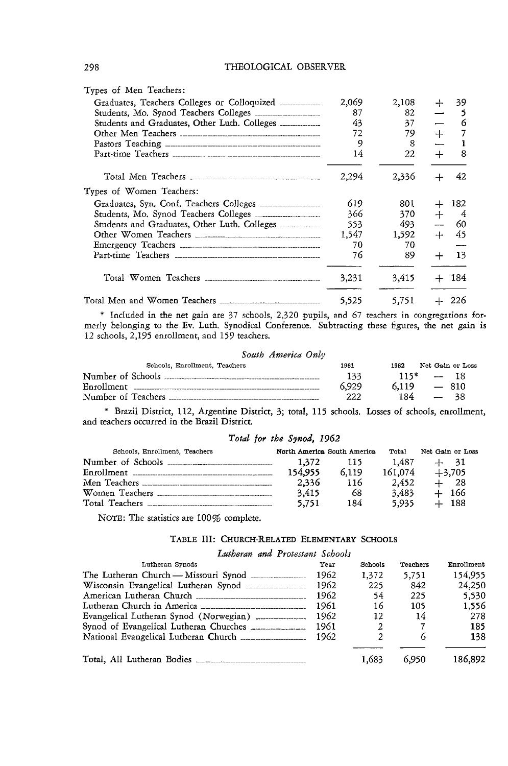| | | | |
|---|---|---|---|
| Types of Men Teachers: | | | |
| Graduates, Teachers Colleges or Colloquized | 2,069 | 2,108 | + 39 |
| Students, Mo. Synod Teachers Colleges | 87 | 82 | — 5 |
| Students and Graduates, Other Luth. Colleges | 43 | 37 | — 6 |
| Other Men Teachers | 72 | 79 | + 7 |
| Pastors Teaching | 9 | 8 | — 1 |
| Part-time Teachers | 14 | 22 | + 8 |
| Total Men Teachers | 2,294 | 2,336 | + 42 |
| Types of Women Teachers: | | | |
| Graduates, Syn. Conf. Teachers Colleges | 619 | 801 | + 182 |
| Students, Mo. Synod Teachers Colleges | 366 | 370 | + 4 |
| Students and Graduates, Other Luth. Colleges | 553 | 493 | — 60 |
| Other Women Teachers | 1,547 | 1,592 | + 45 |
| Emergency Teachers | 70 | 70 | — |
| Part-time Teachers | 76 | 89 | + 13 |
| Total Women Teachers | 3,231 | 3,415 | + 184 |
| Total Men and Women Teachers | 5,525 | 5,751 | + 226 |

\* Included in the net gain are 37 schools, 2,320 pupils, and 67 teachers in congregations formerly belonging to the Ev. Luth. Synodical Conference. Subtracting these figures, the net gain is 12 schools, 2,195 enrollment, and 159 teachers.

*South America Only*

| Schools, Enrollment, Teachers | 1961 | 1962 | Net Gain or Loss |
|---|---|---|---|
| Number of Schools | 133 | 115* | — 18 |
| Enrollment | 6,929 | 6,119 | — 810 |
| Number of Teachers | 222 | 184 | — 38 |

\* Brazil District, 112, Argentine District, 3; total, 115 schools. Losses of schools, enrollment, and teachers occurred in the Brazil District.

*Total for the Synod, 1962*

| Schools, Enrollment, Teachers | North America | South America | Total | Net Gain or Loss |
|---|---|---|---|---|
| Number of Schools | 1,372 | 115 | 1,487 | + 31 |
| Enrollment | 154,955 | 6,119 | 161,074 | +3,705 |
| Men Teachers | 2,336 | 116 | 2,452 | + 28 |
| Women Teachers | 3,415 | 68 | 3,483 | + 166 |
| Total Teachers | 5,751 | 184 | 5,935 | + 188 |

NOTE: The statistics are 100% complete.

### TABLE III: CHURCH-RELATED ELEMENTARY SCHOOLS

*Lutheran and Protestant Schools*

| Lutheran Synods | Year | Schools | Teachers | Enrollment |
|---|---|---|---|---|
| The Lutheran Church — Missouri Synod | 1962 | 1,372 | 5,751 | 154,955 |
| Wisconsin Evangelical Lutheran Synod | 1962 | 225 | 842 | 24,250 |
| American Lutheran Church | 1962 | 54 | 225 | 5,530 |
| Lutheran Church in America | 1961 | 16 | 105 | 1,556 |
| Evangelical Lutheran Synod (Norwegian) | 1962 | 12 | 14 | 278 |
| Synod of Evangelical Lutheran Churches | 1961 | 2 | 7 | 185 |
| National Evangelical Lutheran Church | 1962 | 2 | 6 | 138 |
| Total, All Lutheran Bodies | | 1,683 | 6,950 | 186,892 |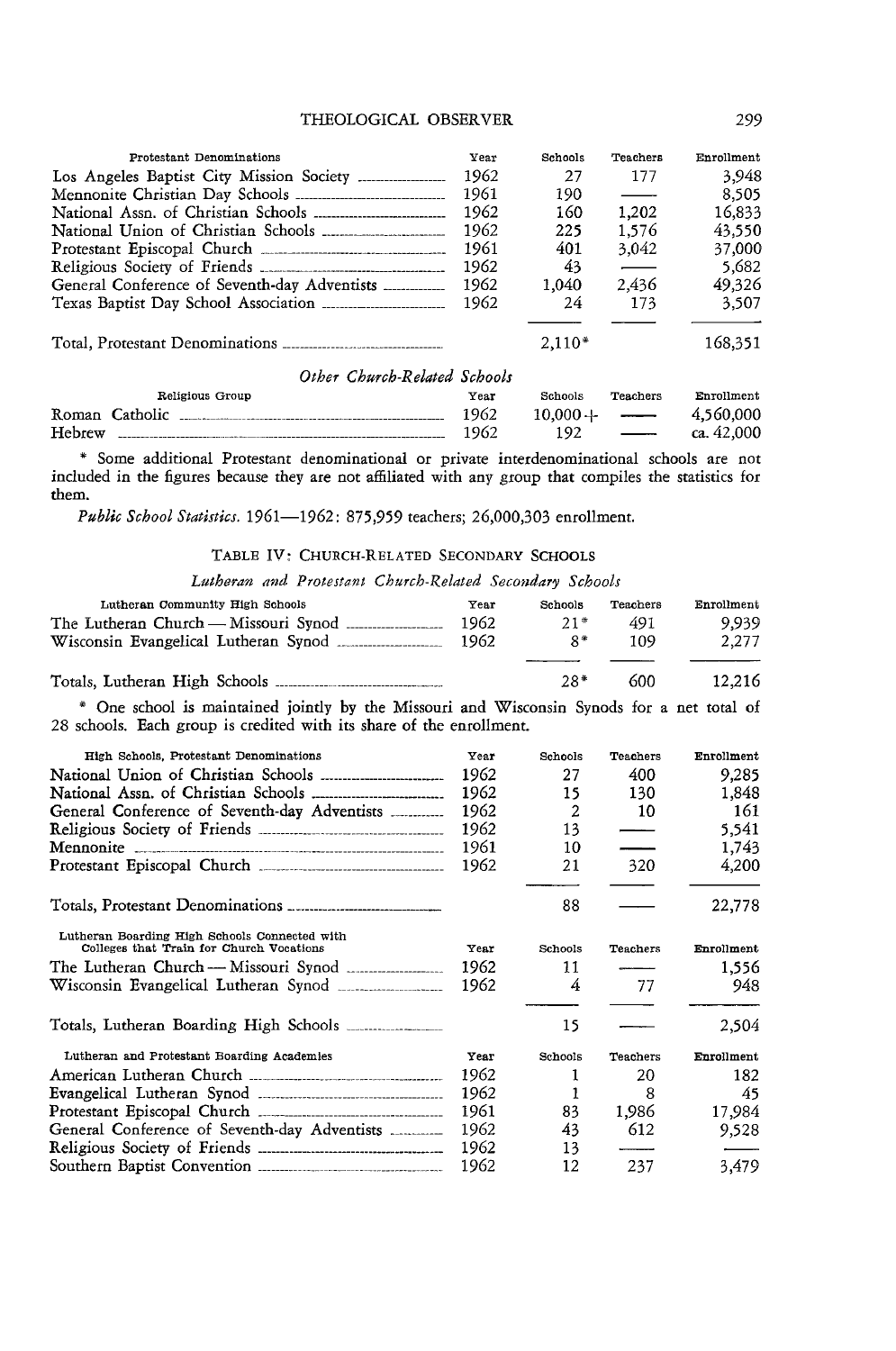| Protestant Denominations | Year | Schools | Teachers | Enrollment |
|---|---|---|---|---|
| Los Angeles Baptist City Mission Society | 1962 | 27 | 177 | 3,948 |
| Mennonite Christian Day Schools | 1961 | 190 | —— | 8,505 |
| National Assn. of Christian Schools | 1962 | 160 | 1,202 | 16,833 |
| National Union of Christian Schools | 1962 | 225 | 1,576 | 43,550 |
| Protestant Episcopal Church | 1961 | 401 | 3,042 | 37,000 |
| Religious Society of Friends | 1962 | 43 | —— | 5,682 |
| General Conference of Seventh-day Adventists | 1962 | 1,040 | 2,436 | 49,326 |
| Texas Baptist Day School Association | 1962 | 24 | 173 | 3,507 |
| Total, Protestant Denominations | | 2,110* | | 168,351 |

*Other Church-Related Schools*

| Religious Group | Year | Schools | Teachers | Enrollment |
|---|---|---|---|---|
| Roman Catholic | 1962 | 10,000+ | —— | 4,560,000 |
| Hebrew | 1962 | 192 | —— | ca. 42,000 |

* Some additional Protestant denominational or private interdenominational schools are not included in the figures because they are not affiliated with any group that compiles the statistics for them.

*Public School Statistics.* 1961—1962: 875,959 teachers; 26,000,303 enrollment.

### TABLE IV: CHURCH-RELATED SECONDARY SCHOOLS

*Lutheran and Protestant Church-Related Secondary Schools*

| Lutheran Community High Schools | Year | Schools | Teachers | Enrollment |
|---|---|---|---|---|
| The Lutheran Church — Missouri Synod | 1962 | 21* | 491 | 9,939 |
| Wisconsin Evangelical Lutheran Synod | 1962 | 8* | 109 | 2,277 |
| Totals, Lutheran High Schools | | 28* | 600 | 12,216 |

* One school is maintained jointly by the Missouri and Wisconsin Synods for a net total of 28 schools. Each group is credited with its share of the enrollment.

| High Schools, Protestant Denominations | Year | Schools | Teachers | Enrollment |
|---|---|---|---|---|
| National Union of Christian Schools | 1962 | 27 | 400 | 9,285 |
| National Assn. of Christian Schools | 1962 | 15 | 130 | 1,848 |
| General Conference of Seventh-day Adventists | 1962 | 2 | 10 | 161 |
| Religious Society of Friends | 1962 | 13 | —— | 5,541 |
| Mennonite | 1961 | 10 | —— | 1,743 |
| Protestant Episcopal Church | 1962 | 21 | 320 | 4,200 |
| Totals, Protestant Denominations | | 88 | —— | 22,778 |

| Lutheran Boarding High Schools Connected with Colleges that Train for Church Vocations | Year | Schools | Teachers | Enrollment |
|---|---|---|---|---|
| The Lutheran Church — Missouri Synod | 1962 | 11 | —— | 1,556 |
| Wisconsin Evangelical Lutheran Synod | 1962 | 4 | 77 | 948 |
| Totals, Lutheran Boarding High Schools | | 15 | —— | 2,504 |

| Lutheran and Protestant Boarding Academies | Year | Schools | Teachers | Enrollment |
|---|---|---|---|---|
| American Lutheran Church | 1962 | 1 | 20 | 182 |
| Evangelical Lutheran Synod | 1962 | 1 | 8 | 45 |
| Protestant Episcopal Church | 1961 | 83 | 1,986 | 17,984 |
| General Conference of Seventh-day Adventists | 1962 | 43 | 612 | 9,528 |
| Religious Society of Friends | 1962 | 13 | —— | —— |
| Southern Baptist Convention | 1962 | 12 | 237 | 3,479 |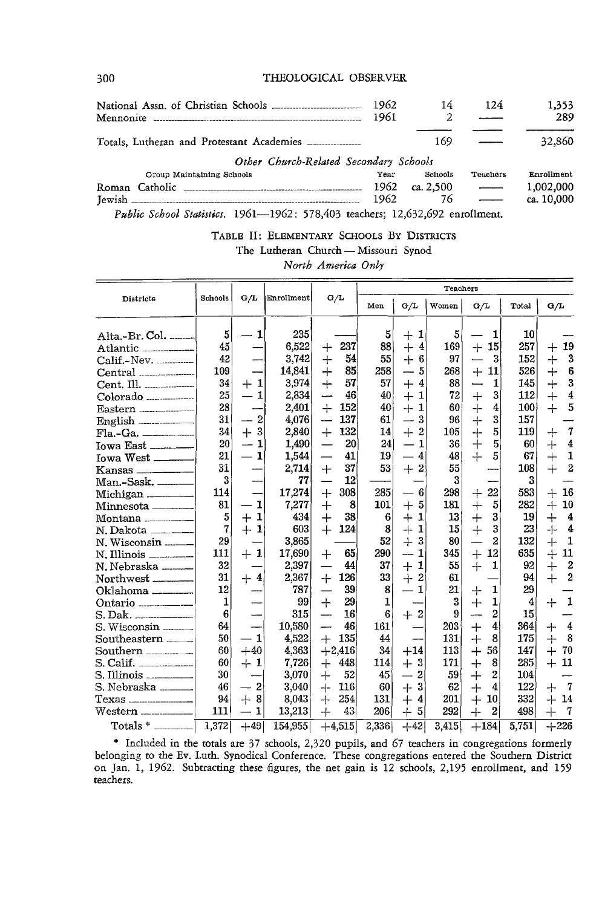| | | | | |
|---|---|---|---|---|
| National Assn. of Christian Schools | 1962 | 14 | 124 | 1,353 |
| Mennonite | 1961 | 2 | —— | 289 |
| Totals, Lutheran and Protestant Academies | | 169 | —— | 32,860 |

*Other Church-Related Secondary Schools*

| Group Maintaining Schools | Year | Schools | Teachers | Enrollment |
|---|---|---|---|---|
| Roman Catholic | 1962 | ca. 2,500 | —— | 1,002,000 |
| Jewish | 1962 | 76 | —— | ca. 10,000 |

*Public School Statistics.* 1961—1962: 578,403 teachers; 12,632,692 enrollment.

TABLE II: ELEMENTARY SCHOOLS BY DISTRICTS

The Lutheran Church — Missouri Synod

*North America Only*

| Districts | Schools | G/L | Enrollment | G/L | Teachers | | | | | |
|---|---|---|---|---|---|---|---|---|---|---|
| | | | | | Men | G/L | Women | G/L | Total | G/L |
| Alta.-Br. Col. | 5 | — 1 | 235 | —— | 5 | + 1 | 5 | — 1 | 10 | — |
| Atlantic | 45 | — | 6,522 | + 237 | 88 | + 4 | 169 | + 15 | 257 | + 19 |
| Calif.-Nev. | 42 | — | 3,742 | + 54 | 55 | + 6 | 97 | — 3 | 152 | + 3 |
| Central | 109 | — | 14,841 | + 85 | 258 | — 5 | 268 | + 11 | 526 | + 6 |
| Cent. Ill. | 34 | + 1 | 3,974 | + 57 | 57 | + 4 | 88 | — 1 | 145 | + 3 |
| Colorado | 25 | — 1 | 2,834 | — 46 | 40 | + 1 | 72 | + 3 | 112 | + 4 |
| Eastern | 28 | — | 2,401 | + 152 | 40 | + 1 | 60 | + 4 | 100 | + 5 |
| English | 31 | — 2 | 4,076 | — 137 | 61 | — 3 | 96 | + 3 | 157 | — |
| Fla.-Ga. | 34 | + 3 | 2,840 | + 132 | 14 | + 2 | 105 | + 5 | 119 | + 7 |
| Iowa East | 20 | — 1 | 1,490 | — 20 | 24 | — 1 | 36 | + 5 | 60 | + 4 |
| Iowa West | 21 | — 1 | 1,544 | — 41 | 19 | — 4 | 48 | + 5 | 67 | + 1 |
| Kansas | 31 | — | 2,714 | + 37 | 53 | + 2 | 55 | — | 108 | + 2 |
| Man.-Sask. | 3 | — | 77 | — 12 | —— | — | 3 | — | 3 | — |
| Michigan | 114 | — | 17,274 | + 308 | 285 | — 6 | 298 | + 22 | 583 | + 16 |
| Minnesota | 81 | — 1 | 7,277 | + 8 | 101 | + 5 | 181 | + 5 | 282 | + 10 |
| Montana | 5 | + 1 | 434 | + 38 | 6 | + 1 | 13 | + 3 | 19 | + 4 |
| N. Dakota | 7 | + 1 | 603 | + 124 | 8 | + 1 | 15 | + 3 | 23 | + 4 |
| N. Wisconsin | 29 | — | 3,865 | —— | 52 | + 3 | 80 | — 2 | 132 | + 1 |
| N. Illinois | 111 | + 1 | 17,690 | + 65 | 290 | — 1 | 345 | + 12 | 635 | + 11 |
| N. Nebraska | 32 | — | 2,397 | — 44 | 37 | + 1 | 55 | + 1 | 92 | + 2 |
| Northwest | 31 | + 4 | 2,367 | + 126 | 33 | + 2 | 61 | — | 94 | + 2 |
| Oklahoma | 12 | — | 787 | — 39 | 8 | — 1 | 21 | + 1 | 29 | — |
| Ontario | 1 | — | 99 | + 29 | 1 | — | 3 | + 1 | 4 | + 1 |
| S. Dak. | 6 | — | 315 | — 16 | 6 | + 2 | 9 | — 2 | 15 | — |
| S. Wisconsin | 64 | — | 10,580 | — 46 | 161 | — | 203 | + 4 | 364 | + 4 |
| Southeastern | 50 | — 1 | 4,522 | + 135 | 44 | — | 131 | + 8 | 175 | + 8 |
| Southern | 60 | +40 | 4,363 | +2,416 | 34 | +14 | 113 | + 56 | 147 | + 70 |
| S. Calif. | 60 | + 1 | 7,726 | + 448 | 114 | + 3 | 171 | + 8 | 285 | + 11 |
| S. Illinois | 30 | — | 3,070 | + 52 | 45 | — 2 | 59 | + 2 | 104 | — |
| S. Nebraska | 46 | — 2 | 3,040 | + 116 | 60 | + 3 | 62 | + 4 | 122 | + 7 |
| Texas | 94 | + 8 | 8,043 | + 254 | 131 | + 4 | 201 | + 10 | 332 | + 14 |
| Western | 111 | — 1 | 13,213 | + 43 | 206 | + 5 | 292 | + 2 | 498 | + 7 |
| Totals * | 1,372 | +49 | 154,955 | +4,515 | 2,336 | +42 | 3,415 | +184 | 5,751 | +226 |

* Included in the totals are 37 schools, 2,320 pupils, and 67 teachers in congregations formerly belonging to the Ev. Luth. Synodical Conference. These congregations entered the Southern District on Jan. 1, 1962. Subtracting these figures, the net gain is 12 schools, 2,195 enrollment, and 159 teachers.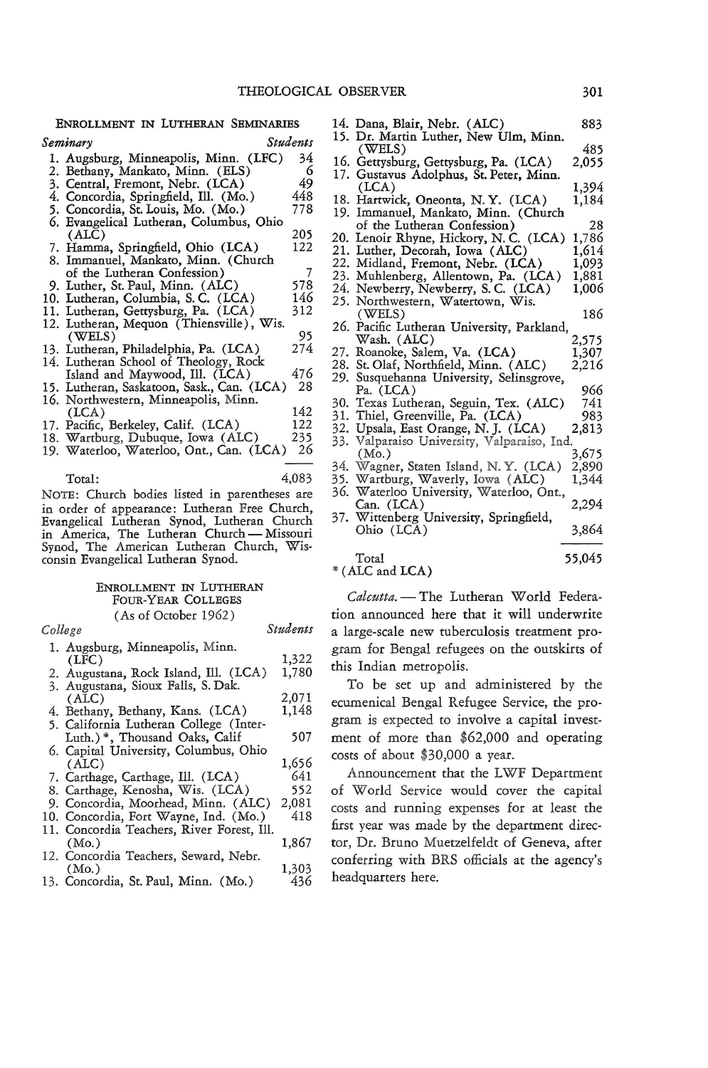### Enrollment in Lutheran Seminaries

| Seminary | Students |
|---|---|
| 1. Augsburg, Minneapolis, Minn. (LFC) | 34 |
| 2. Bethany, Mankato, Minn. (ELS) | 6 |
| 3. Central, Fremont, Nebr. (LCA) | 49 |
| 4. Concordia, Springfield, Ill. (Mo.) | 448 |
| 5. Concordia, St. Louis, Mo. (Mo.) | 778 |
| 6. Evangelical Lutheran, Columbus, Ohio (ALC) | 205 |
| 7. Hamma, Springfield, Ohio (LCA) | 122 |
| 8. Immanuel, Mankato, Minn. (Church of the Lutheran Confession) | 7 |
| 9. Luther, St. Paul, Minn. (ALC) | 578 |
| 10. Lutheran, Columbia, S. C. (LCA) | 146 |
| 11. Lutheran, Gettysburg, Pa. (LCA) | 312 |
| 12. Lutheran, Mequon (Thiensville), Wis. (WELS) | 95 |
| 13. Lutheran, Philadelphia, Pa. (LCA) | 274 |
| 14. Lutheran School of Theology, Rock Island and Maywood, Ill. (LCA) | 476 |
| 15. Lutheran, Saskatoon, Sask., Can. (LCA) | 28 |
| 16. Northwestern, Minneapolis, Minn. (LCA) | 142 |
| 17. Pacific, Berkeley, Calif. (LCA) | 122 |
| 18. Wartburg, Dubuque, Iowa (ALC) | 235 |
| 19. Waterloo, Waterloo, Ont., Can. (LCA) | 26 |
| Total: | 4,083 |

NOTE: Church bodies listed in parentheses are in order of appearance: Lutheran Free Church, Evangelical Lutheran Synod, Lutheran Church in America, The Lutheran Church — Missouri Synod, The American Lutheran Church, Wisconsin Evangelical Lutheran Synod.

### Enrollment in Lutheran Four-Year Colleges
(As of October 1962)

| College | Students |
|---|---|
| 1. Augsburg, Minneapolis, Minn. (LFC) | 1,322 |
| 2. Augustana, Rock Island, Ill. (LCA) | 1,780 |
| 3. Augustana, Sioux Falls, S. Dak. (ALC) | 2,071 |
| 4. Bethany, Bethany, Kans. (LCA) | 1,148 |
| 5. California Lutheran College (Inter-Luth.)*, Thousand Oaks, Calif | 507 |
| 6. Capital University, Columbus, Ohio (ALC) | 1,656 |
| 7. Carthage, Carthage, Ill. (LCA) | 641 |
| 8. Carthage, Kenosha, Wis. (LCA) | 552 |
| 9. Concordia, Moorhead, Minn. (ALC) | 2,081 |
| 10. Concordia, Fort Wayne, Ind. (Mo.) | 418 |
| 11. Concordia Teachers, River Forest, Ill. (Mo.) | 1,867 |
| 12. Concordia Teachers, Seward, Nebr. (Mo.) | 1,303 |
| 13. Concordia, St. Paul, Minn. (Mo.) | 436 |
| 14. Dana, Blair, Nebr. (ALC) | 883 |
| 15. Dr. Martin Luther, New Ulm, Minn. (WELS) | 485 |
| 16. Gettysburg, Gettysburg, Pa. (LCA) | 2,055 |
| 17. Gustavus Adolphus, St. Peter, Minn. (LCA) | 1,394 |
| 18. Hartwick, Oneonta, N. Y. (LCA) | 1,184 |
| 19. Immanuel, Mankato, Minn. (Church of the Lutheran Confession) | 28 |
| 20. Lenoir Rhyne, Hickory, N. C. (LCA) | 1,786 |
| 21. Luther, Decorah, Iowa (ALC) | 1,614 |
| 22. Midland, Fremont, Nebr. (LCA) | 1,093 |
| 23. Muhlenberg, Allentown, Pa. (LCA) | 1,881 |
| 24. Newberry, Newberry, S. C. (LCA) | 1,006 |
| 25. Northwestern, Watertown, Wis. (WELS) | 186 |
| 26. Pacific Lutheran University, Parkland, Wash. (ALC) | 2,575 |
| 27. Roanoke, Salem, Va. (LCA) | 1,307 |
| 28. St. Olaf, Northfield, Minn. (ALC) | 2,216 |
| 29. Susquehanna University, Selinsgrove, Pa. (LCA) | 966 |
| 30. Texas Lutheran, Seguin, Tex. (ALC) | 741 |
| 31. Thiel, Greenville, Pa. (LCA) | 983 |
| 32. Upsala, East Orange, N. J. (LCA) | 2,813 |
| 33. Valparaiso University, Valparaiso, Ind. (Mo.) | 3,675 |
| 34. Wagner, Staten Island, N. Y. (LCA) | 2,890 |
| 35. Wartburg, Waverly, Iowa (ALC) | 1,344 |
| 36. Waterloo University, Waterloo, Ont., Can. (LCA) | 2,294 |
| 37. Wittenberg University, Springfield, Ohio (LCA) | 3,864 |
| Total | 55,045 |

* (ALC and LCA)

*Calcutta.* — The Lutheran World Federation announced here that it will underwrite a large-scale new tuberculosis treatment program for Bengal refugees on the outskirts of this Indian metropolis.

To be set up and administered by the ecumenical Bengal Refugee Service, the program is expected to involve a capital investment of more than $62,000 and operating costs of about $30,000 a year.

Announcement that the LWF Department of World Service would cover the capital costs and running expenses for at least the first year was made by the department director, Dr. Bruno Muetzelfeldt of Geneva, after conferring with BRS officials at the agency's headquarters here.